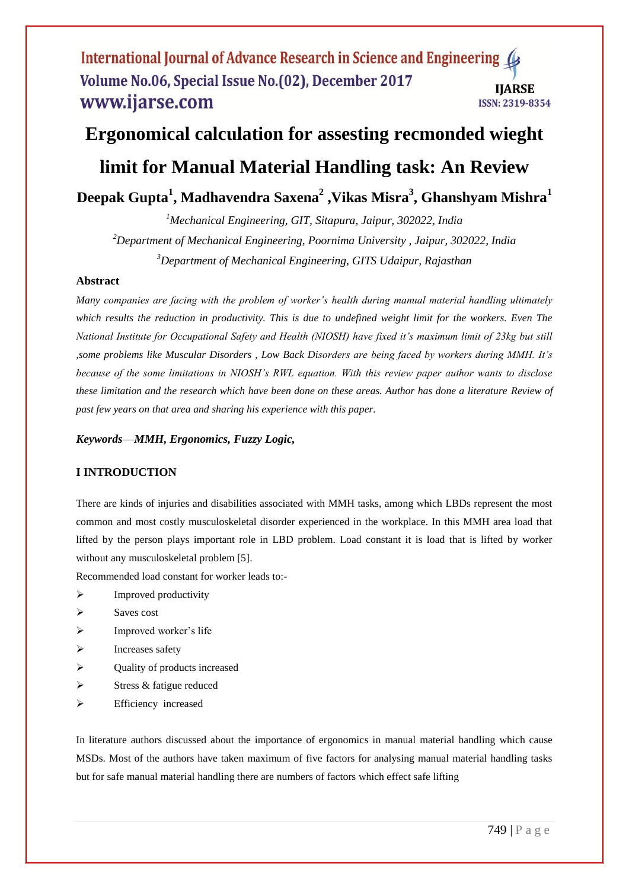# Ergonomical calculation for assesting recmonded wieght limit for Manual Material Handling task: An Review

**Deepak Gupta[1], Madhavendra Saxena[2] ,Vikas Misra[3], Ghanshyam Mishra[1]**

*[1]Mechanical Engineering, GIT, Sitapura, Jaipur, 302022, India*

*[2]Department of Mechanical Engineering, Poornima University , Jaipur, 302022, India*

*[3]Department of Mechanical Engineering, GITS Udaipur, Rajasthan*

### Abstract

*Many companies are facing with the problem of worker's health during manual material handling ultimately which results the reduction in productivity. This is due to undefined weight limit for the workers. Even The National Institute for Occupational Safety and Health (NIOSH) have fixed it's maximum limit of 23kg but still ,some problems like Muscular Disorders , Low Back Disorders are being faced by workers during MMH. It's because of the some limitations in NIOSH's RWL equation. With this review paper author wants to disclose these limitation and the research which have been done on these areas. Author has done a literature Review of past few years on that area and sharing his experience with this paper.*

***Keywords*—*MMH, Ergonomics, Fuzzy Logic,***

## I INTRODUCTION

There are kinds of injuries and disabilities associated with MMH tasks, among which LBDs represent the most common and most costly musculoskeletal disorder experienced in the workplace. In this MMH area load that lifted by the person plays important role in LBD problem. Load constant it is load that is lifted by worker without any musculoskeletal problem [5].

Recommended load constant for worker leads to:-

- Improved productivity
- Saves cost
- Improved worker's life
- Increases safety
- Quality of products increased
- Stress & fatigue reduced
- Efficiency increased

In literature authors discussed about the importance of ergonomics in manual material handling which cause MSDs. Most of the authors have taken maximum of five factors for analysing manual material handling tasks but for safe manual material handling there are numbers of factors which effect safe lifting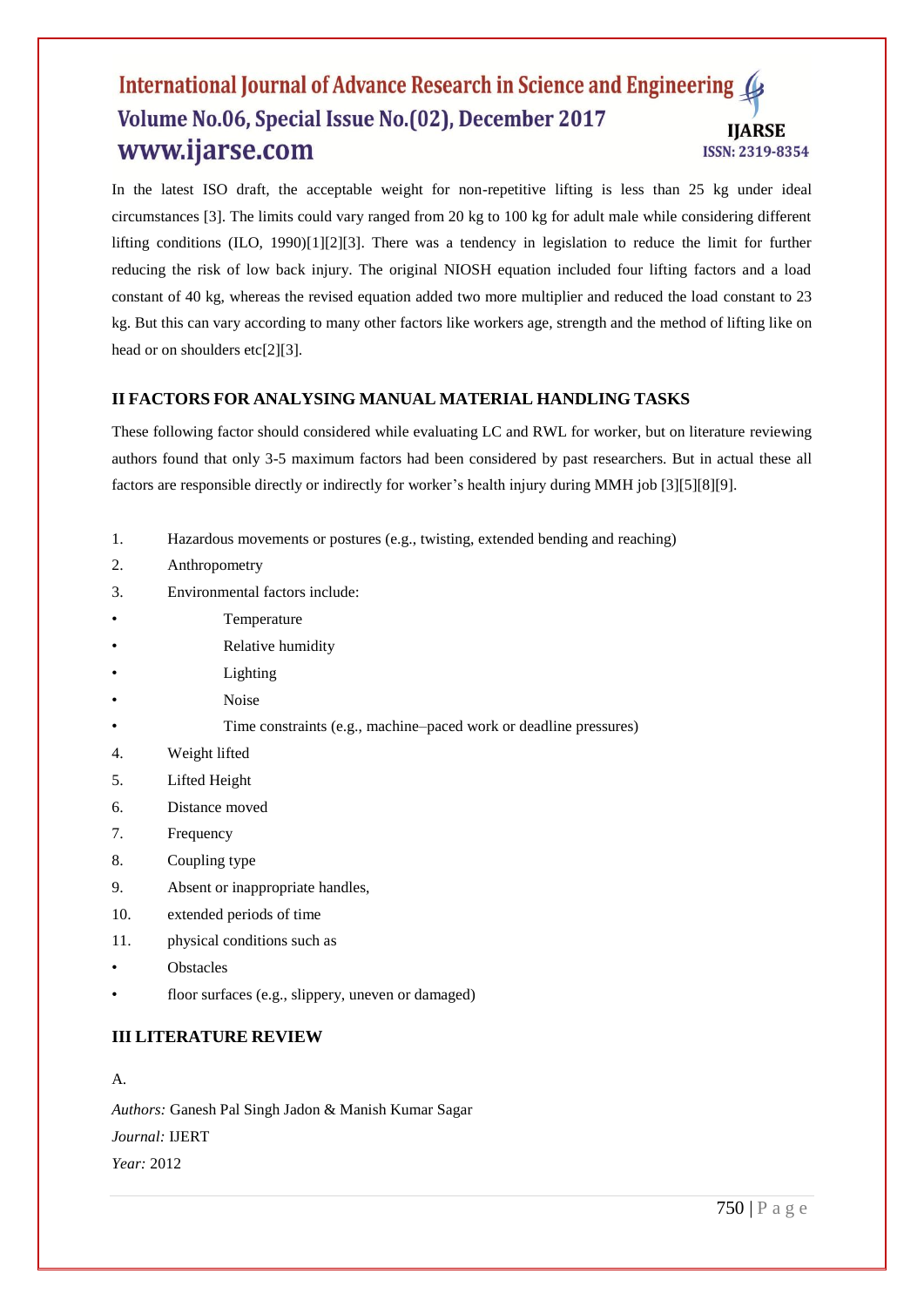In the latest ISO draft, the acceptable weight for non-repetitive lifting is less than 25 kg under ideal circumstances [3]. The limits could vary ranged from 20 kg to 100 kg for adult male while considering different lifting conditions (ILO, 1990)[1][2][3]. There was a tendency in legislation to reduce the limit for further reducing the risk of low back injury. The original NIOSH equation included four lifting factors and a load constant of 40 kg, whereas the revised equation added two more multiplier and reduced the load constant to 23 kg. But this can vary according to many other factors like workers age, strength and the method of lifting like on head or on shoulders etc[2][3].

## II FACTORS FOR ANALYSING MANUAL MATERIAL HANDLING TASKS

These following factor should considered while evaluating LC and RWL for worker, but on literature reviewing authors found that only 3-5 maximum factors had been considered by past researchers. But in actual these all factors are responsible directly or indirectly for worker's health injury during MMH job [3][5][8][9].

1. Hazardous movements or postures (e.g., twisting, extended bending and reaching)
2. Anthropometry
3. Environmental factors include:
   - Temperature
   - Relative humidity
   - Lighting
   - Noise
   - Time constraints (e.g., machine–paced work or deadline pressures)
4. Weight lifted
5. Lifted Height
6. Distance moved
7. Frequency
8. Coupling type
9. Absent or inappropriate handles,
10. extended periods of time
11. physical conditions such as
    - Obstacles
    - floor surfaces (e.g., slippery, uneven or damaged)

## III LITERATURE REVIEW

A.

*Authors:* Ganesh Pal Singh Jadon & Manish Kumar Sagar

*Journal:* IJERT

*Year:* 2012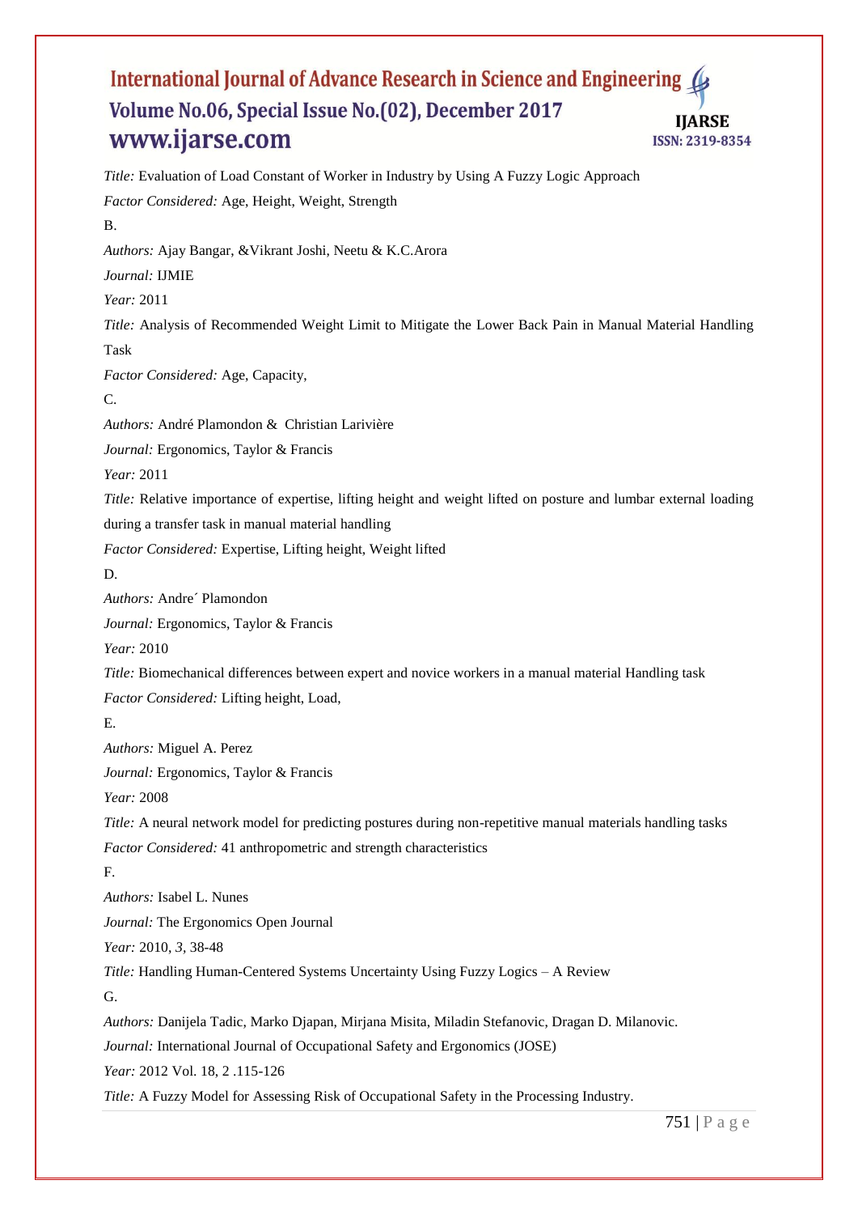*Title:* Evaluation of Load Constant of Worker in Industry by Using A Fuzzy Logic Approach

*Factor Considered:* Age, Height, Weight, Strength

B.

*Authors:* Ajay Bangar, &Vikrant Joshi, Neetu & K.C.Arora

*Journal:* IJMIE

*Year:* 2011

*Title:* Analysis of Recommended Weight Limit to Mitigate the Lower Back Pain in Manual Material Handling Task

*Factor Considered:* Age, Capacity,

C.

*Authors:* André Plamondon & Christian Larivière

*Journal:* Ergonomics, Taylor & Francis

*Year:* 2011

*Title:* Relative importance of expertise, lifting height and weight lifted on posture and lumbar external loading during a transfer task in manual material handling

*Factor Considered:* Expertise, Lifting height, Weight lifted

D.

*Authors:* Andre´ Plamondon

*Journal:* Ergonomics, Taylor & Francis

*Year:* 2010

*Title:* Biomechanical differences between expert and novice workers in a manual material Handling task

*Factor Considered:* Lifting height, Load,

E.

*Authors:* Miguel A. Perez

*Journal:* Ergonomics, Taylor & Francis

*Year:* 2008

*Title:* A neural network model for predicting postures during non-repetitive manual materials handling tasks

*Factor Considered:* 41 anthropometric and strength characteristics

F.

*Authors:* Isabel L. Nunes

*Journal:* The Ergonomics Open Journal

*Year:* 2010, *3*, 38-48

*Title:* Handling Human-Centered Systems Uncertainty Using Fuzzy Logics – A Review

G.

*Authors:* Danijela Tadic, Marko Djapan, Mirjana Misita, Miladin Stefanovic, Dragan D. Milanovic.

*Journal:* International Journal of Occupational Safety and Ergonomics (JOSE)

*Year:* 2012 Vol. 18, 2 .115-126

*Title:* A Fuzzy Model for Assessing Risk of Occupational Safety in the Processing Industry.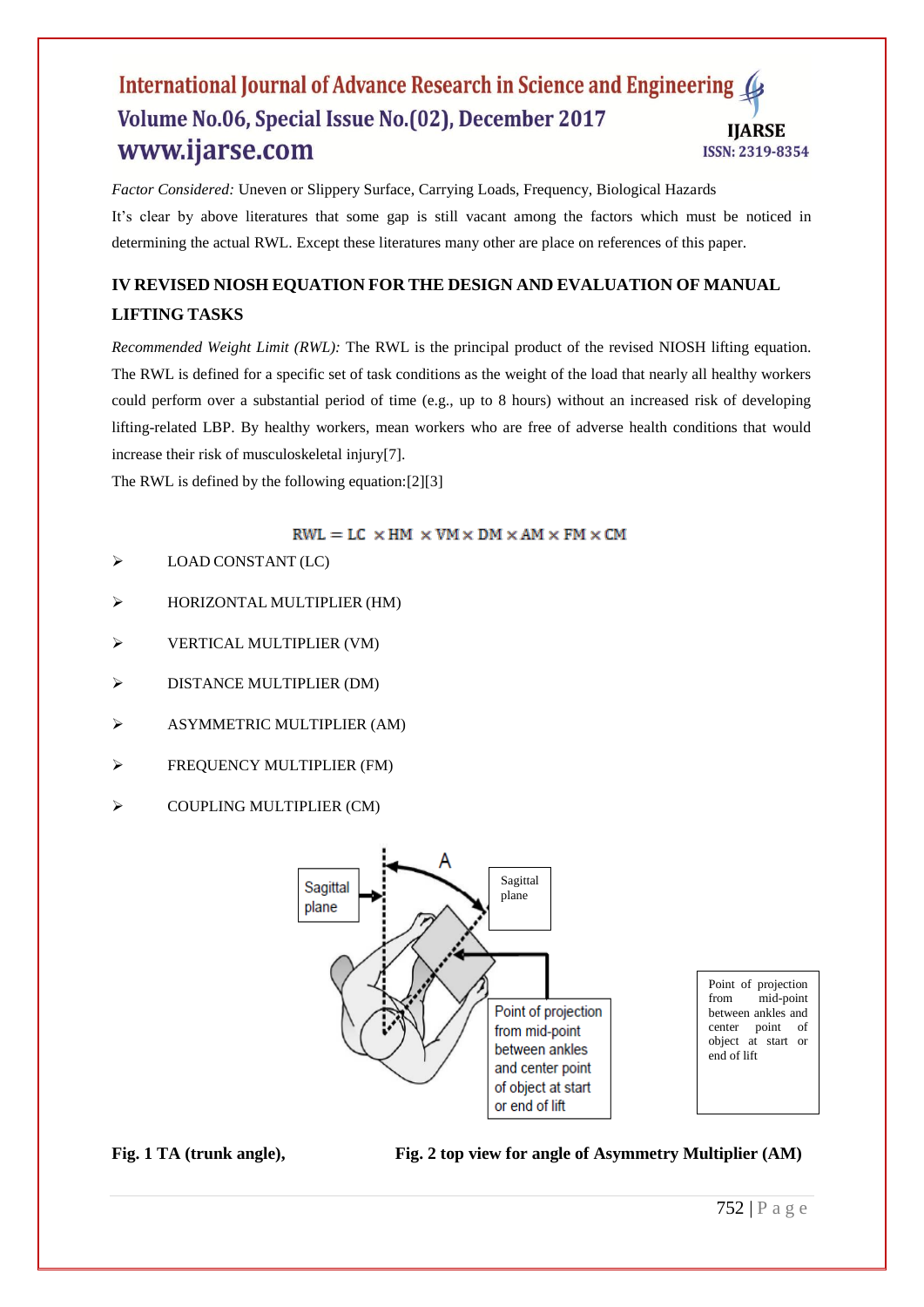*Factor Considered:* Uneven or Slippery Surface, Carrying Loads, Frequency, Biological Hazards

It's clear by above literatures that some gap is still vacant among the factors which must be noticed in determining the actual RWL. Except these literatures many other are place on references of this paper.

## IV REVISED NIOSH EQUATION FOR THE DESIGN AND EVALUATION OF MANUAL LIFTING TASKS

*Recommended Weight Limit (RWL):* The RWL is the principal product of the revised NIOSH lifting equation. The RWL is defined for a specific set of task conditions as the weight of the load that nearly all healthy workers could perform over a substantial period of time (e.g., up to 8 hours) without an increased risk of developing lifting-related LBP. By healthy workers, mean workers who are free of adverse health conditions that would increase their risk of musculoskeletal injury[7].

The RWL is defined by the following equation:[2][3]

$$RWL = LC \times HM \times VM \times DM \times AM \times FM \times CM$$

- LOAD CONSTANT (LC)
- HORIZONTAL MULTIPLIER (HM)
- VERTICAL MULTIPLIER (VM)
- DISTANCE MULTIPLIER (DM)
- ASYMMETRIC MULTIPLIER (AM)
- FREQUENCY MULTIPLIER (FM)
- COUPLING MULTIPLIER (CM)

Sagittal plane

Point of projection from mid-point between ankles and center point of object at start or end of lift

**Fig. 1 TA (trunk angle),** **Fig. 2 top view for angle of Asymmetry Multiplier (AM)**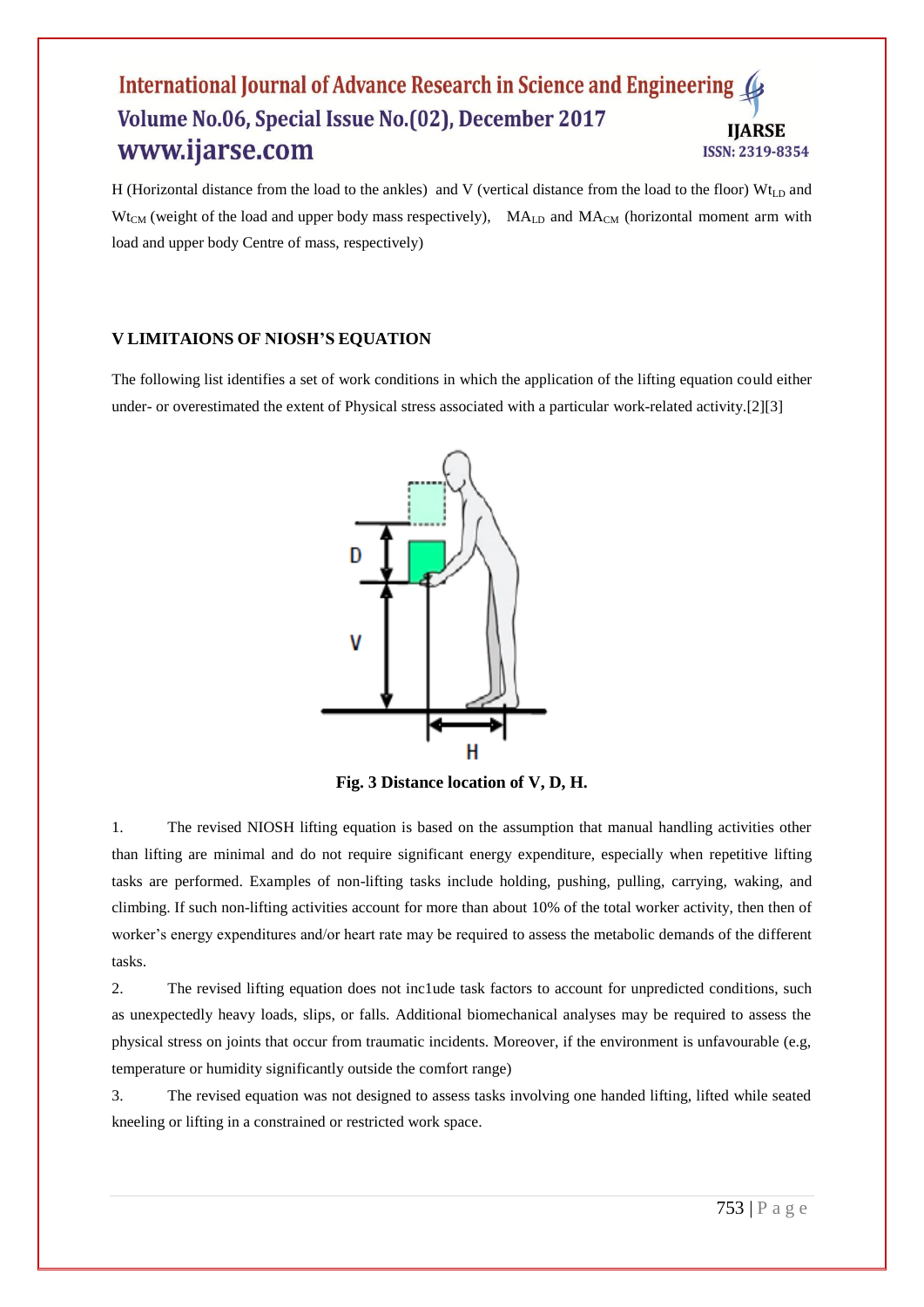H (Horizontal distance from the load to the ankles) and V (vertical distance from the load to the floor) $Wt_{LD}$ and $Wt_{CM}$ (weight of the load and upper body mass respectively), $MA_{LD}$ and $MA_{CM}$ (horizontal moment arm with load and upper body Centre of mass, respectively)

## V LIMITAIONS OF NIOSH'S EQUATION

The following list identifies a set of work conditions in which the application of the lifting equation could either under- or overestimated the extent of Physical stress associated with a particular work-related activity.[2][3]

**Fig. 3 Distance location of V, D, H.**

1. The revised NIOSH lifting equation is based on the assumption that manual handling activities other than lifting are minimal and do not require significant energy expenditure, especially when repetitive lifting tasks are performed. Examples of non-lifting tasks include holding, pushing, pulling, carrying, waking, and climbing. If such non-lifting activities account for more than about 10% of the total worker activity, then then of worker's energy expenditures and/or heart rate may be required to assess the metabolic demands of the different tasks.

2. The revised lifting equation does not inc1ude task factors to account for unpredicted conditions, such as unexpectedly heavy loads, slips, or falls. Additional biomechanical analyses may be required to assess the physical stress on joints that occur from traumatic incidents. Moreover, if the environment is unfavourable (e.g, temperature or humidity significantly outside the comfort range)

3. The revised equation was not designed to assess tasks involving one handed lifting, lifted while seated kneeling or lifting in a constrained or restricted work space.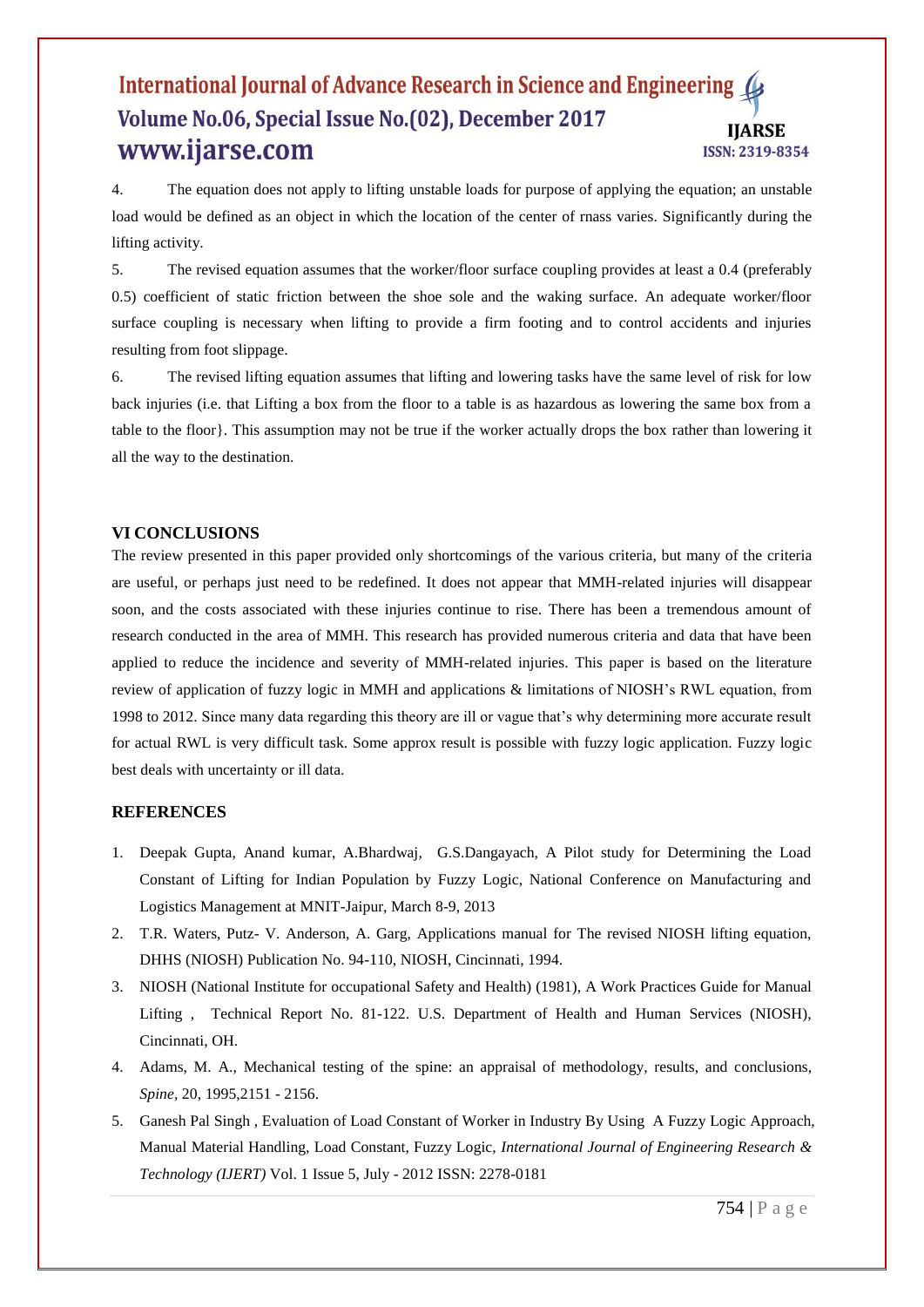4. The equation does not apply to lifting unstable loads for purpose of applying the equation; an unstable load would be defined as an object in which the location of the center of rnass varies. Significantly during the lifting activity.

5. The revised equation assumes that the worker/floor surface coupling provides at least a 0.4 (preferably 0.5) coefficient of static friction between the shoe sole and the waking surface. An adequate worker/floor surface coupling is necessary when lifting to provide a firm footing and to control accidents and injuries resulting from foot slippage.

6. The revised lifting equation assumes that lifting and lowering tasks have the same level of risk for low back injuries (i.e. that Lifting a box from the floor to a table is as hazardous as lowering the same box from a table to the floor}. This assumption may not be true if the worker actually drops the box rather than lowering it all the way to the destination.

## VI CONCLUSIONS

The review presented in this paper provided only shortcomings of the various criteria, but many of the criteria are useful, or perhaps just need to be redefined. It does not appear that MMH-related injuries will disappear soon, and the costs associated with these injuries continue to rise. There has been a tremendous amount of research conducted in the area of MMH. This research has provided numerous criteria and data that have been applied to reduce the incidence and severity of MMH-related injuries. This paper is based on the literature review of application of fuzzy logic in MMH and applications & limitations of NIOSH's RWL equation, from 1998 to 2012. Since many data regarding this theory are ill or vague that's why determining more accurate result for actual RWL is very difficult task. Some approx result is possible with fuzzy logic application. Fuzzy logic best deals with uncertainty or ill data.

## REFERENCES

1. Deepak Gupta, Anand kumar, A.Bhardwaj, G.S.Dangayach, A Pilot study for Determining the Load Constant of Lifting for Indian Population by Fuzzy Logic, National Conference on Manufacturing and Logistics Management at MNIT-Jaipur, March 8-9, 2013
2. T.R. Waters, Putz- V. Anderson, A. Garg, Applications manual for The revised NIOSH lifting equation, DHHS (NIOSH) Publication No. 94-110, NIOSH, Cincinnati, 1994.
3. NIOSH (National Institute for occupational Safety and Health) (1981), A Work Practices Guide for Manual Lifting , Technical Report No. 81-122. U.S. Department of Health and Human Services (NIOSH), Cincinnati, OH.
4. Adams, M. A., Mechanical testing of the spine: an appraisal of methodology, results, and conclusions, *Spine*, 20, 1995,2151 - 2156.
5. Ganesh Pal Singh , Evaluation of Load Constant of Worker in Industry By Using A Fuzzy Logic Approach, Manual Material Handling, Load Constant, Fuzzy Logic, *International Journal of Engineering Research & Technology (IJERT)* Vol. 1 Issue 5, July - 2012 ISSN: 2278-0181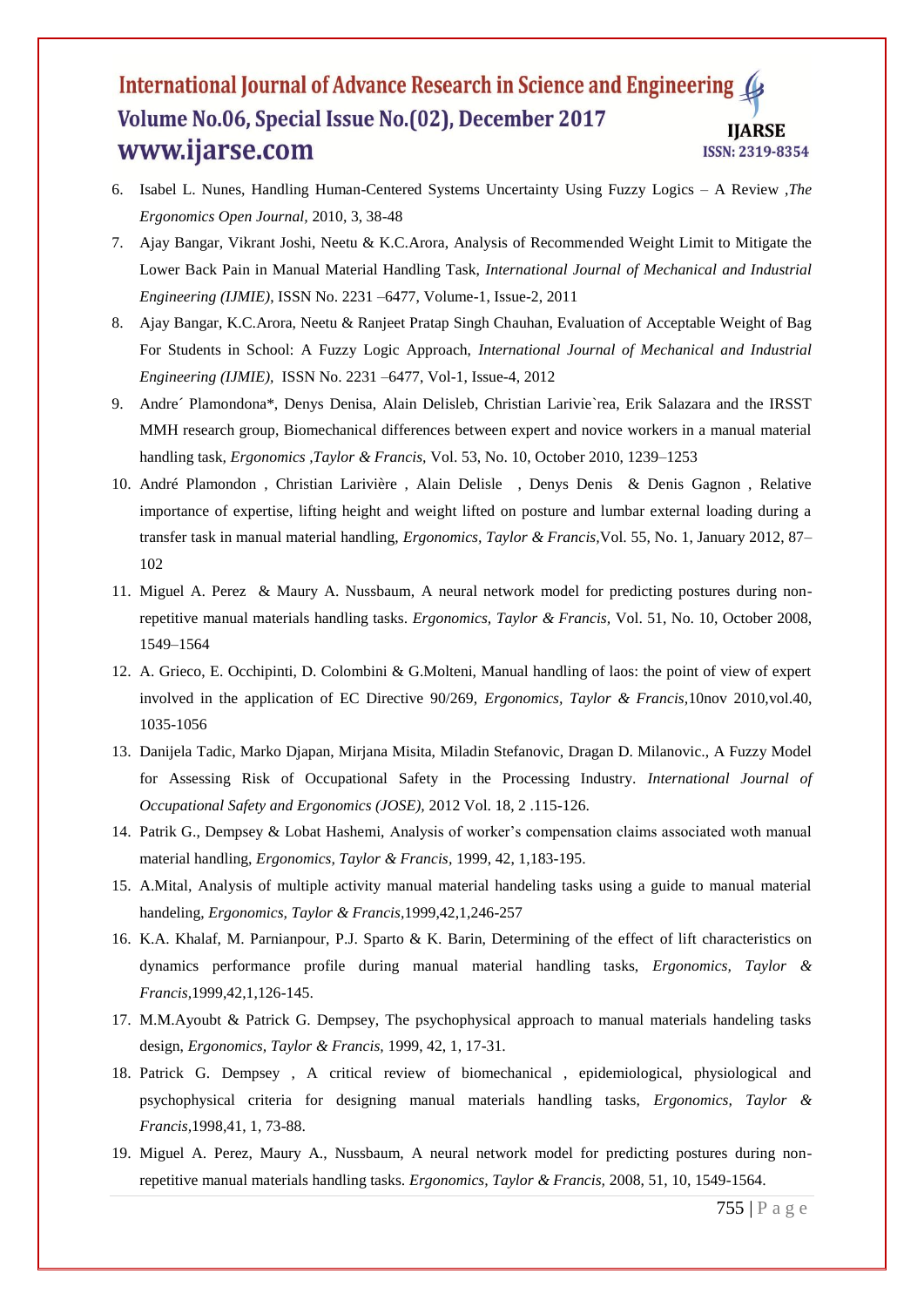6. Isabel L. Nunes, Handling Human-Centered Systems Uncertainty Using Fuzzy Logics – A Review ,*The Ergonomics Open Journal*, 2010, 3, 38-48
7. Ajay Bangar, Vikrant Joshi, Neetu & K.C.Arora, Analysis of Recommended Weight Limit to Mitigate the Lower Back Pain in Manual Material Handling Task, *International Journal of Mechanical and Industrial Engineering (IJMIE)*, ISSN No. 2231 –6477, Volume-1, Issue-2, 2011
8. Ajay Bangar, K.C.Arora, Neetu & Ranjeet Pratap Singh Chauhan, Evaluation of Acceptable Weight of Bag For Students in School: A Fuzzy Logic Approach, *International Journal of Mechanical and Industrial Engineering (IJMIE),* ISSN No. 2231 –6477, Vol-1, Issue-4, 2012
9. Andre´ Plamondona*, Denys Denisa, Alain Delisleb, Christian Larivie`rea, Erik Salazara and the IRSST MMH research group, Biomechanical differences between expert and novice workers in a manual material handling task, *Ergonomics ,Taylor & Francis*, Vol. 53, No. 10, October 2010, 1239–1253
10. André Plamondon , Christian Larivière , Alain Delisle , Denys Denis & Denis Gagnon , Relative importance of expertise, lifting height and weight lifted on posture and lumbar external loading during a transfer task in manual material handling, *Ergonomics, Taylor & Francis,*Vol. 55, No. 1, January 2012, 87–102
11. Miguel A. Perez & Maury A. Nussbaum, A neural network model for predicting postures during non-repetitive manual materials handling tasks. *Ergonomics, Taylor & Francis*, Vol. 51, No. 10, October 2008, 1549–1564
12. A. Grieco, E. Occhipinti, D. Colombini & G.Molteni, Manual handling of laos: the point of view of expert involved in the application of EC Directive 90/269, *Ergonomics, Taylor & Francis,*10nov 2010,vol.40, 1035-1056
13. Danijela Tadic, Marko Djapan, Mirjana Misita, Miladin Stefanovic, Dragan D. Milanovic., A Fuzzy Model for Assessing Risk of Occupational Safety in the Processing Industry. *International Journal of Occupational Safety and Ergonomics (JOSE),* 2012 Vol. 18, 2 .115-126.
14. Patrik G., Dempsey & Lobat Hashemi, Analysis of worker's compensation claims associated woth manual material handling, *Ergonomics, Taylor & Francis*, 1999, 42, 1,183-195.
15. A.Mital, Analysis of multiple activity manual material handeling tasks using a guide to manual material handeling, *Ergonomics, Taylor & Francis*,1999,42,1,246-257
16. K.A. Khalaf, M. Parnianpour, P.J. Sparto & K. Barin, Determining of the effect of lift characteristics on dynamics performance profile during manual material handling tasks, *Ergonomics, Taylor & Francis*,1999,42,1,126-145.
17. M.M.Ayoubt & Patrick G. Dempsey, The psychophysical approach to manual materials handeling tasks design, *Ergonomics, Taylor & Francis,* 1999, 42, 1, 17-31.
18. Patrick G. Dempsey , A critical review of biomechanical , epidemiological, physiological and psychophysical criteria for designing manual materials handling tasks, *Ergonomics, Taylor & Francis,*1998,41, 1, 73-88.
19. Miguel A. Perez, Maury A., Nussbaum, A neural network model for predicting postures during non-repetitive manual materials handling tasks. *Ergonomics, Taylor & Francis,* 2008, 51, 10, 1549-1564.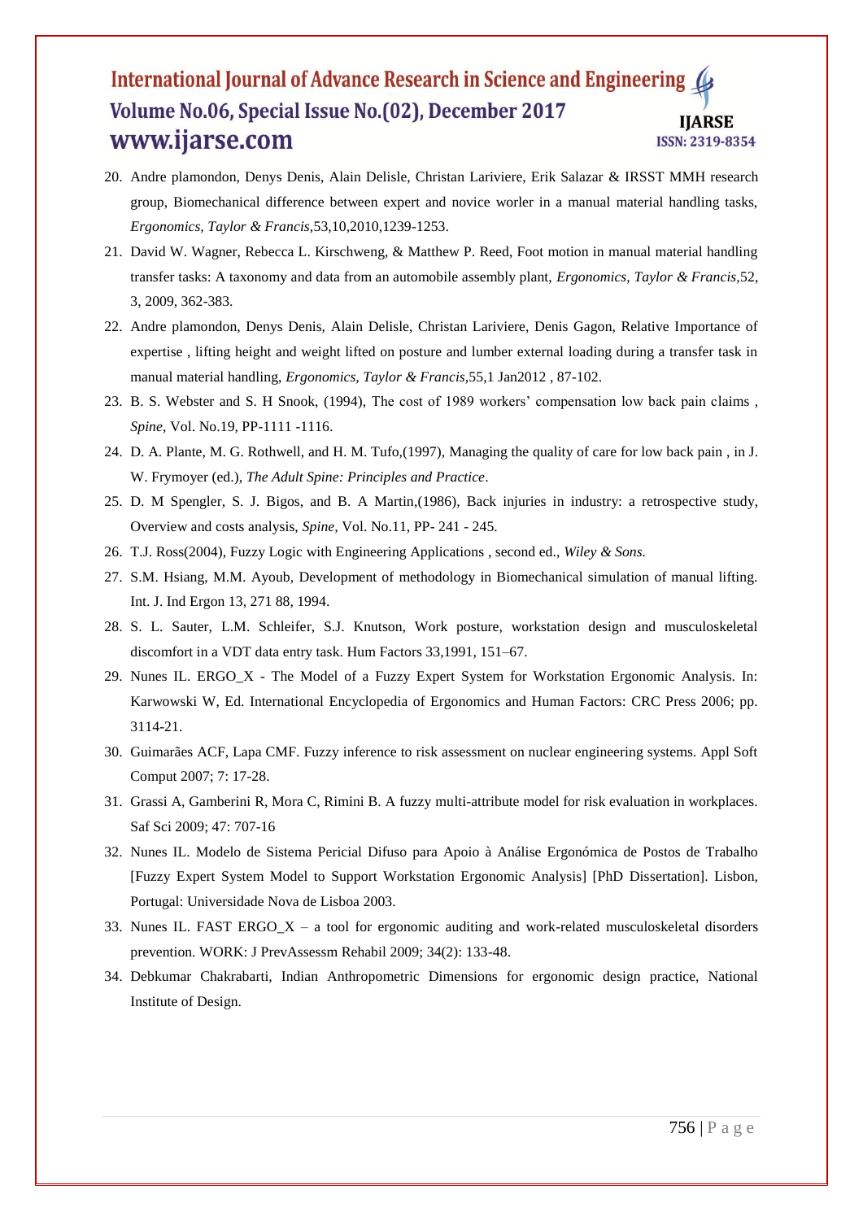20. Andre plamondon, Denys Denis, Alain Delisle, Christan Lariviere, Erik Salazar & IRSST MMH research group, Biomechanical difference between expert and novice worler in a manual material handling tasks, *Ergonomics, Taylor & Francis*,53,10,2010,1239-1253.
21. David W. Wagner, Rebecca L. Kirschweng, & Matthew P. Reed, Foot motion in manual material handling transfer tasks: A taxonomy and data from an automobile assembly plant, *Ergonomics, Taylor & Francis*,52, 3, 2009, 362-383.
22. Andre plamondon, Denys Denis, Alain Delisle, Christan Lariviere, Denis Gagon, Relative Importance of expertise , lifting height and weight lifted on posture and lumber external loading during a transfer task in manual material handling, *Ergonomics, Taylor & Francis*,55,1 Jan2012 , 87-102.
23. B. S. Webster and S. H Snook, (1994), The cost of 1989 workers' compensation low back pain claims , *Spine*, Vol. No.19, PP-1111 -1116.
24. D. A. Plante, M. G. Rothwell, and H. M. Tufo,(1997), Managing the quality of care for low back pain , in J. W. Frymoyer (ed.), *The Adult Spine: Principles and Practice*.
25. D. M Spengler, S. J. Bigos, and B. A Martin,(1986), Back injuries in industry: a retrospective study, Overview and costs analysis, *Spine,* Vol. No.11, PP- 241 - 245.
26. T.J. Ross(2004), Fuzzy Logic with Engineering Applications , second ed., *Wiley & Sons.*
27. S.M. Hsiang, M.M. Ayoub, Development of methodology in Biomechanical simulation of manual lifting. Int. J. Ind Ergon 13, 271 88, 1994.
28. S. L. Sauter, L.M. Schleifer, S.J. Knutson, Work posture, workstation design and musculoskeletal discomfort in a VDT data entry task. Hum Factors 33,1991, 151–67.
29. Nunes IL. ERGO_X - The Model of a Fuzzy Expert System for Workstation Ergonomic Analysis. In: Karwowski W, Ed. International Encyclopedia of Ergonomics and Human Factors: CRC Press 2006; pp. 3114-21.
30. Guimarães ACF, Lapa CMF. Fuzzy inference to risk assessment on nuclear engineering systems. Appl Soft Comput 2007; 7: 17-28.
31. Grassi A, Gamberini R, Mora C, Rimini B. A fuzzy multi-attribute model for risk evaluation in workplaces. Saf Sci 2009; 47: 707-16
32. Nunes IL. Modelo de Sistema Pericial Difuso para Apoio à Análise Ergonómica de Postos de Trabalho [Fuzzy Expert System Model to Support Workstation Ergonomic Analysis] [PhD Dissertation]. Lisbon, Portugal: Universidade Nova de Lisboa 2003.
33. Nunes IL. FAST ERGO_X – a tool for ergonomic auditing and work-related musculoskeletal disorders prevention. WORK: J PrevAssessm Rehabil 2009; 34(2): 133-48.
34. Debkumar Chakrabarti, Indian Anthropometric Dimensions for ergonomic design practice, National Institute of Design.